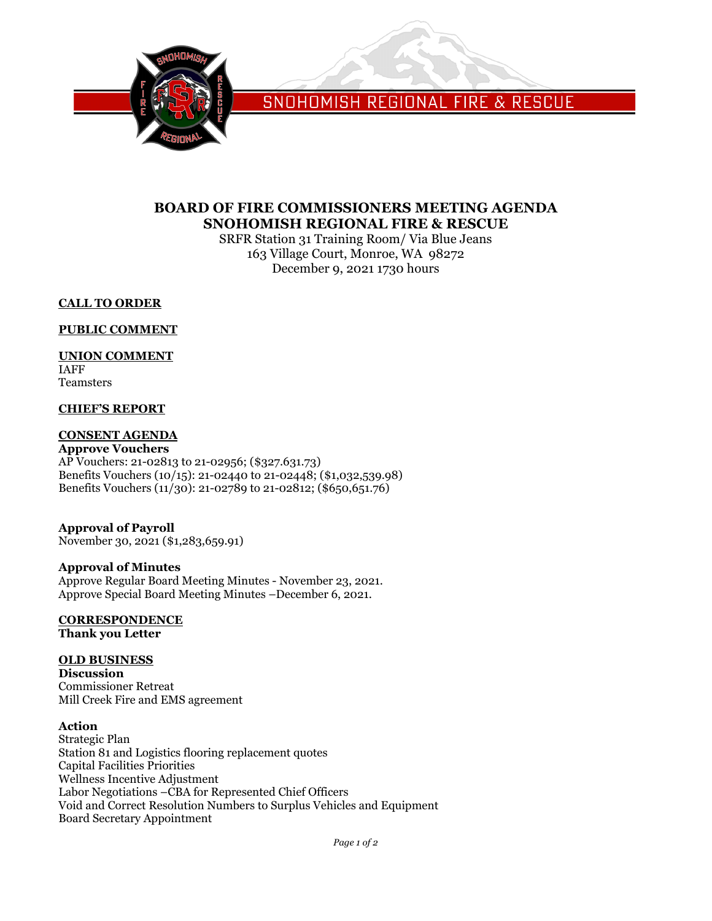SNOHOMISH REGIONAL FIRE & RESCUE

# BOARD OF FIRE COMMISSIONERS MEETING AGENDA
# SNOHOMISH REGIONAL FIRE & RESCUE

SRFR Station 31 Training Room/ Via Blue Jeans
163 Village Court, Monroe, WA 98272
December 9, 2021 1730 hours

## CALL TO ORDER

## PUBLIC COMMENT

## UNION COMMENT

IAFF
Teamsters

## CHIEF'S REPORT

## CONSENT AGENDA

**Approve Vouchers**

AP Vouchers: 21-02813 to 21-02956; ($327.631.73)
Benefits Vouchers (10/15): 21-02440 to 21-02448; ($1,032,539.98)
Benefits Vouchers (11/30): 21-02789 to 21-02812; ($650,651.76)

**Approval of Payroll**

November 30, 2021 ($1,283,659.91)

**Approval of Minutes**

Approve Regular Board Meeting Minutes - November 23, 2021.
Approve Special Board Meeting Minutes –December 6, 2021.

## CORRESPONDENCE

**Thank you Letter**

## OLD BUSINESS

**Discussion**

Commissioner Retreat
Mill Creek Fire and EMS agreement

**Action**

Strategic Plan
Station 81 and Logistics flooring replacement quotes
Capital Facilities Priorities
Wellness Incentive Adjustment
Labor Negotiations –CBA for Represented Chief Officers
Void and Correct Resolution Numbers to Surplus Vehicles and Equipment
Board Secretary Appointment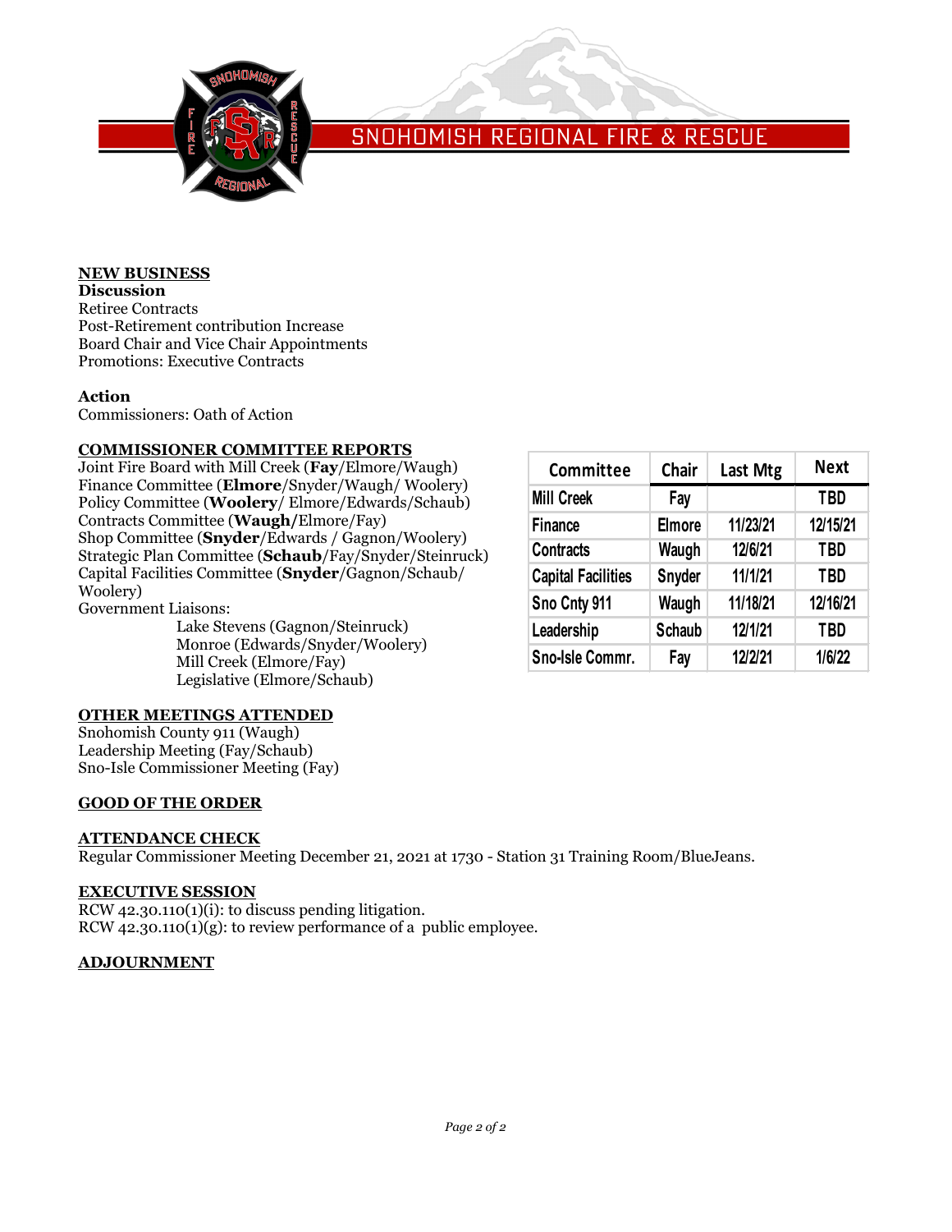SNOHOMISH REGIONAL FIRE & RESCUE

## NEW BUSINESS

**Discussion**

Retiree Contracts
Post-Retirement contribution Increase
Board Chair and Vice Chair Appointments
Promotions: Executive Contracts

**Action**

Commissioners: Oath of Action

## COMMISSIONER COMMITTEE REPORTS

Joint Fire Board with Mill Creek (**Fay**/Elmore/Waugh)
Finance Committee (**Elmore**/Snyder/Waugh/ Woolery)
Policy Committee (**Woolery**/ Elmore/Edwards/Schaub)
Contracts Committee (**Waugh/**Elmore/Fay)
Shop Committee (**Snyder**/Edwards / Gagnon/Woolery)
Strategic Plan Committee (**Schaub**/Fay/Snyder/Steinruck)
Capital Facilities Committee (**Snyder**/Gagnon/Schaub/ Woolery)
Government Liaisons:

Lake Stevens (Gagnon/Steinruck)
Monroe (Edwards/Snyder/Woolery)
Mill Creek (Elmore/Fay)
Legislative (Elmore/Schaub)

| Committee | Chair | Last Mtg | Next |
|---|---|---|---|
| Mill Creek | Fay | | TBD |
| Finance | Elmore | 11/23/21 | 12/15/21 |
| Contracts | Waugh | 12/6/21 | TBD |
| Capital Facilities | Snyder | 11/1/21 | TBD |
| Sno Cnty 911 | Waugh | 11/18/21 | 12/16/21 |
| Leadership | Schaub | 12/1/21 | TBD |
| Sno-Isle Commr. | Fay | 12/2/21 | 1/6/22 |

## OTHER MEETINGS ATTENDED

Snohomish County 911 (Waugh)
Leadership Meeting (Fay/Schaub)
Sno-Isle Commissioner Meeting (Fay)

## GOOD OF THE ORDER

## ATTENDANCE CHECK

Regular Commissioner Meeting December 21, 2021 at 1730 - Station 31 Training Room/BlueJeans.

## EXECUTIVE SESSION

RCW 42.30.110(1)(i): to discuss pending litigation.
RCW 42.30.110(1)(g): to review performance of a public employee.

## ADJOURNMENT